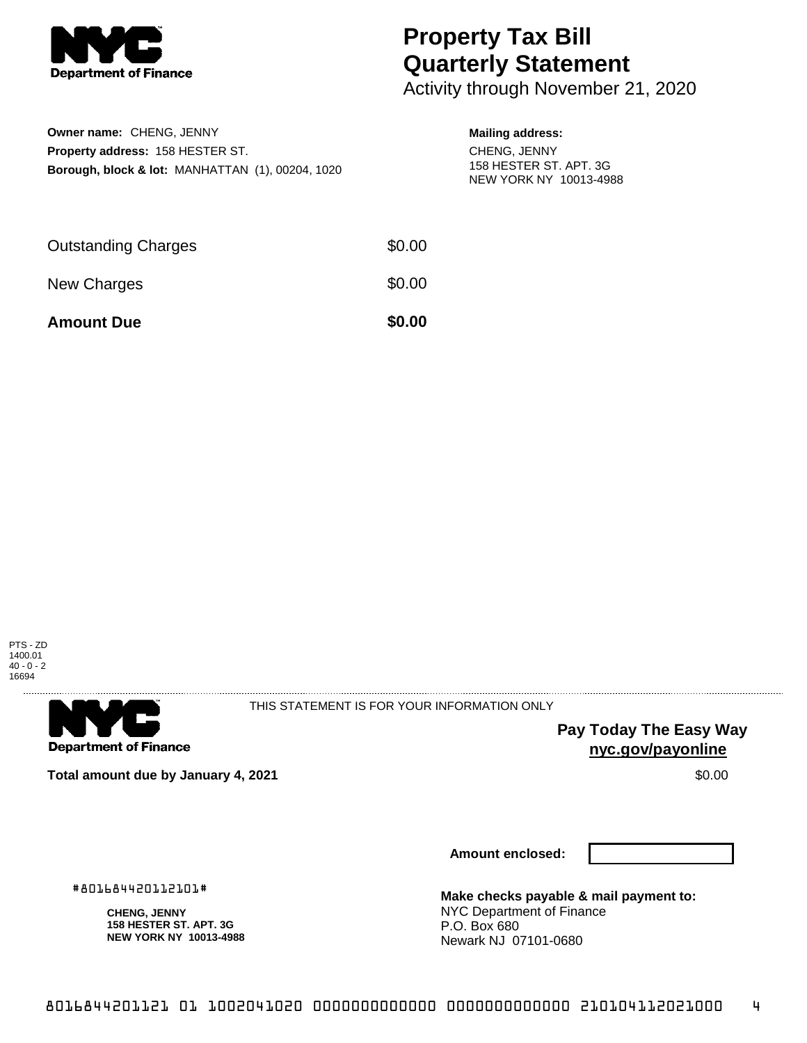NYC Department of Finance

# Property Tax Bill Quarterly Statement

Activity through November 21, 2020

**Owner name:** CHENG, JENNY
**Property address:** 158 HESTER ST.
**Borough, block & lot:** MANHATTAN (1), 00204, 1020

**Mailing address:**
CHENG, JENNY
158 HESTER ST. APT. 3G
NEW YORK NY 10013-4988

| | |
|---|---|
| Outstanding Charges | $0.00 |
| New Charges | $0.00 |
| **Amount Due** | **$0.00** |

PTS - ZD
1400.01
40 - 0 - 2
16694

NYC Department of Finance

THIS STATEMENT IS FOR YOUR INFORMATION ONLY

**Pay Today The Easy Way**
**nyc.gov/payonline**

**Total amount due by January 4, 2021** $0.00

**Amount enclosed:**

#801684420112101#

**CHENG, JENNY**
**158 HESTER ST. APT. 3G**
**NEW YORK NY 10013-4988**

**Make checks payable & mail payment to:**
NYC Department of Finance
P.O. Box 680
Newark NJ 07101-0680

8016844201121 01 1002041020 0000000000000 0000000000000 210104112021000 4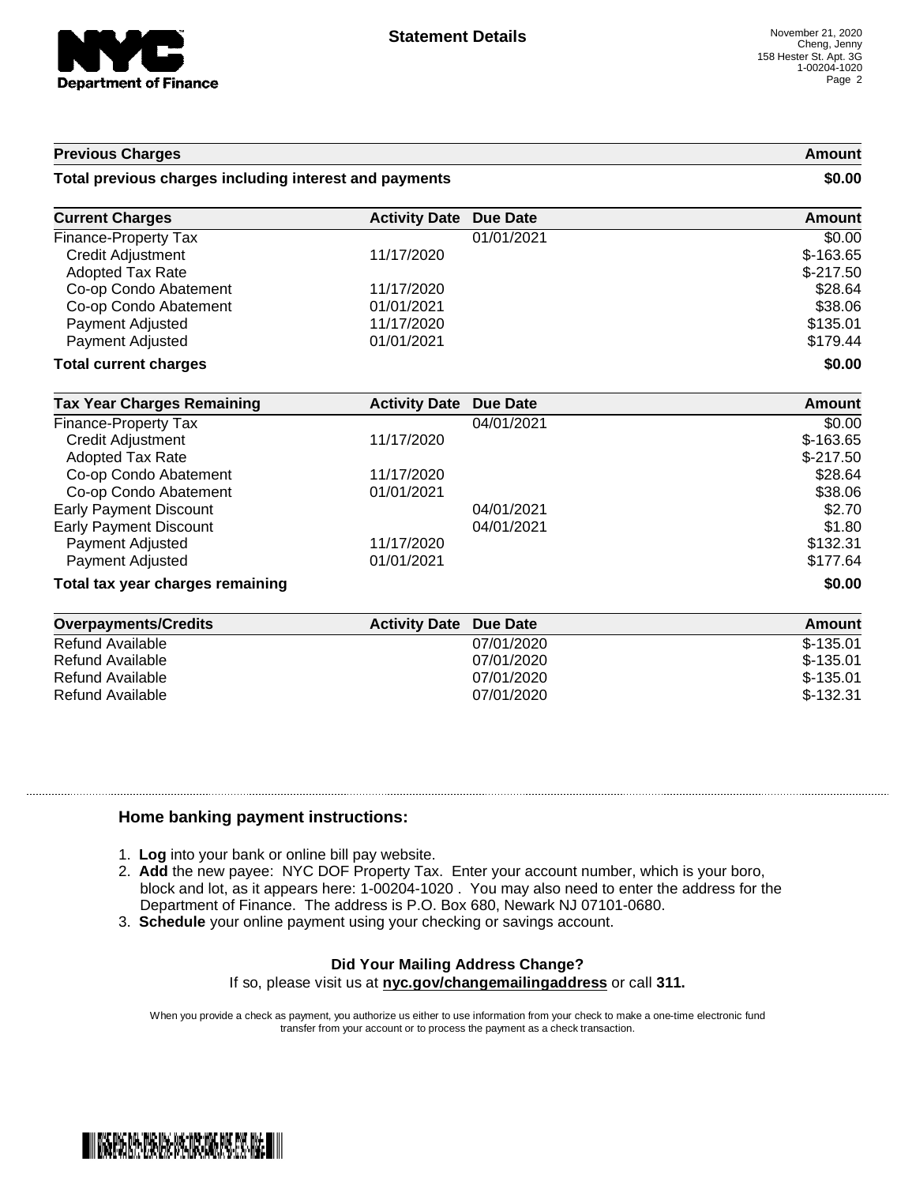## Statement Details

November 21, 2020
Cheng, Jenny
158 Hester St. Apt. 3G
1-00204-1020

| Previous Charges | Amount |
|---|---|
| **Total previous charges including interest and payments** | **$0.00** |

| Current Charges | Activity Date | Due Date | Amount |
|---|---|---|---|
| Finance-Property Tax | | 01/01/2021 | $0.00 |
| Credit Adjustment | 11/17/2020 | | $-163.65 |
| Adopted Tax Rate | | | $-217.50 |
| Co-op Condo Abatement | 11/17/2020 | | $28.64 |
| Co-op Condo Abatement | 01/01/2021 | | $38.06 |
| Payment Adjusted | 11/17/2020 | | $135.01 |
| Payment Adjusted | 01/01/2021 | | $179.44 |
| **Total current charges** | | | **$0.00** |

| Tax Year Charges Remaining | Activity Date | Due Date | Amount |
|---|---|---|---|
| Finance-Property Tax | | 04/01/2021 | $0.00 |
| Credit Adjustment | 11/17/2020 | | $-163.65 |
| Adopted Tax Rate | | | $-217.50 |
| Co-op Condo Abatement | 11/17/2020 | | $28.64 |
| Co-op Condo Abatement | 01/01/2021 | | $38.06 |
| Early Payment Discount | | 04/01/2021 | $2.70 |
| Early Payment Discount | | 04/01/2021 | $1.80 |
| Payment Adjusted | 11/17/2020 | | $132.31 |
| Payment Adjusted | 01/01/2021 | | $177.64 |
| **Total tax year charges remaining** | | | **$0.00** |

| Overpayments/Credits | Activity Date | Due Date | Amount |
|---|---|---|---|
| Refund Available | | 07/01/2020 | $-135.01 |
| Refund Available | | 07/01/2020 | $-135.01 |
| Refund Available | | 07/01/2020 | $-135.01 |
| Refund Available | | 07/01/2020 | $-132.31 |

### Home banking payment instructions:

1. **Log** into your bank or online bill pay website.
2. **Add** the new payee: NYC DOF Property Tax. Enter your account number, which is your boro, block and lot, as it appears here: 1-00204-1020 . You may also need to enter the address for the Department of Finance. The address is P.O. Box 680, Newark NJ 07101-0680.
3. **Schedule** your online payment using your checking or savings account.

**Did Your Mailing Address Change?**
If so, please visit us at **nyc.gov/changemailingaddress** or call **311.**

When you provide a check as payment, you authorize us either to use information from your check to make a one-time electronic fund transfer from your account or to process the payment as a check transaction.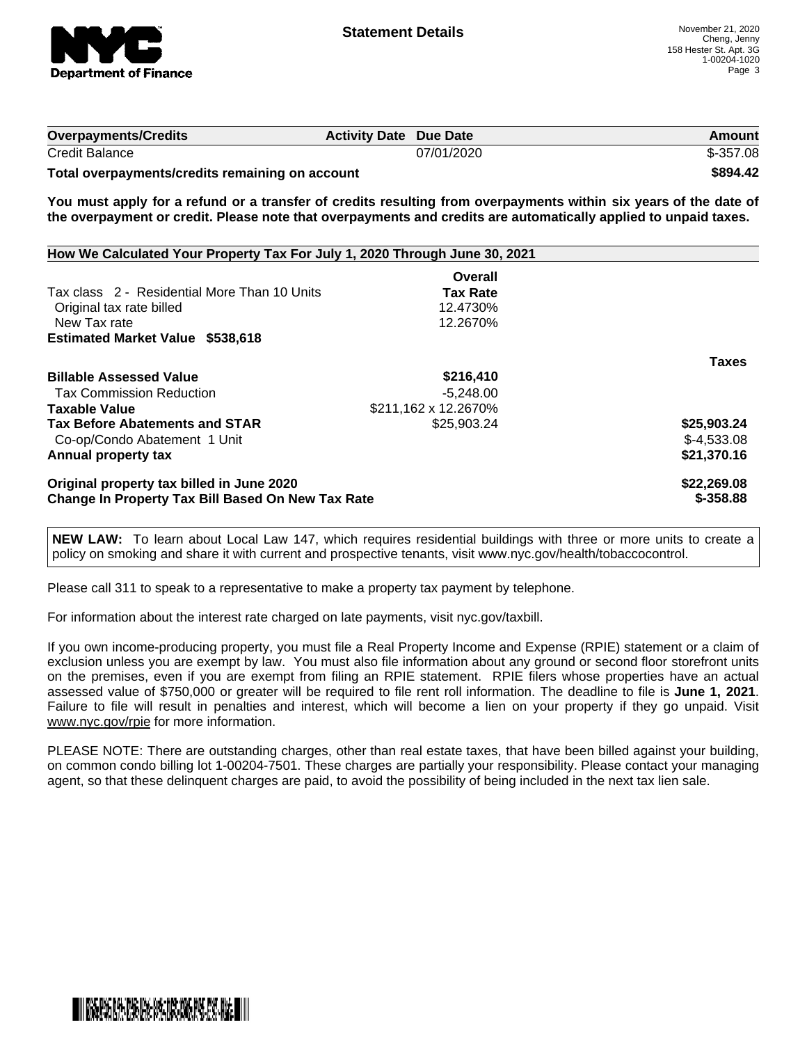# Statement Details

November 21, 2020
Cheng, Jenny
158 Hester St. Apt. 3G
1-00204-1020

| Overpayments/Credits | Activity Date | Due Date | Amount |
|---|---|---|---|
| Credit Balance | | 07/01/2020 | $-357.08 |
| **Total overpayments/credits remaining on account** | | | **$894.42** |

**You must apply for a refund or a transfer of credits resulting from overpayments within six years of the date of the overpayment or credit. Please note that overpayments and credits are automatically applied to unpaid taxes.**

## How We Calculated Your Property Tax For July 1, 2020 Through June 30, 2021

| | Overall Tax Rate | |
|---|---|---|
| Tax class 2 - Residential More Than 10 Units | | |
| Original tax rate billed | 12.4730% | |
| New Tax rate | 12.2670% | |
| **Estimated Market Value $538,618** | | |
| | | **Taxes** |
| **Billable Assessed Value** | **$216,410** | |
| Tax Commission Reduction | -5,248.00 | |
| **Taxable Value** | $211,162 x 12.2670% | |
| **Tax Before Abatements and STAR** | $25,903.24 | **$25,903.24** |
| Co-op/Condo Abatement 1 Unit | | $-4,533.08 |
| **Annual property tax** | | **$21,370.16** |
| **Original property tax billed in June 2020** | | **$22,269.08** |
| **Change In Property Tax Bill Based On New Tax Rate** | | **$-358.88** |

**NEW LAW:** To learn about Local Law 147, which requires residential buildings with three or more units to create a policy on smoking and share it with current and prospective tenants, visit www.nyc.gov/health/tobaccocontrol.

Please call 311 to speak to a representative to make a property tax payment by telephone.

For information about the interest rate charged on late payments, visit nyc.gov/taxbill.

If you own income-producing property, you must file a Real Property Income and Expense (RPIE) statement or a claim of exclusion unless you are exempt by law. You must also file information about any ground or second floor storefront units on the premises, even if you are exempt from filing an RPIE statement. RPIE filers whose properties have an actual assessed value of $750,000 or greater will be required to file rent roll information. The deadline to file is **June 1, 2021**. Failure to file will result in penalties and interest, which will become a lien on your property if they go unpaid. Visit www.nyc.gov/rpie for more information.

PLEASE NOTE: There are outstanding charges, other than real estate taxes, that have been billed against your building, on common condo billing lot 1-00204-7501. These charges are partially your responsibility. Please contact your managing agent, so that these delinquent charges are paid, to avoid the possibility of being included in the next tax lien sale.